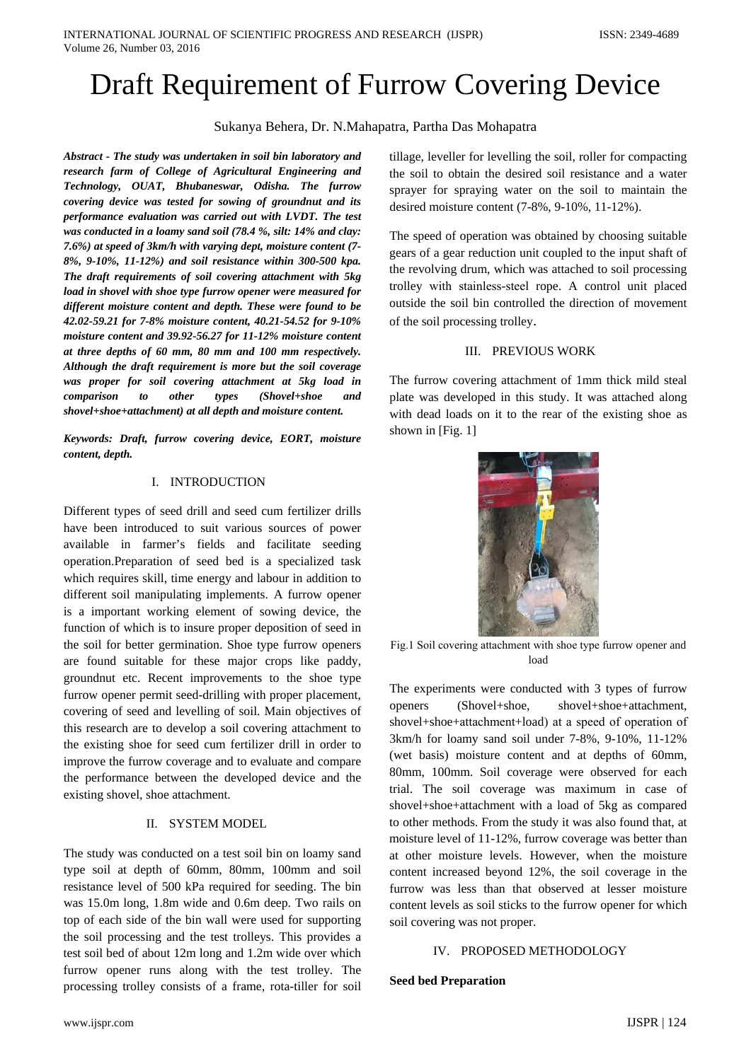# Draft Requirement of Furrow Covering Device

Sukanya Behera, Dr. N.Mahapatra, Partha Das Mohapatra

***Abstract - The study was undertaken in soil bin laboratory and research farm of College of Agricultural Engineering and Technology, OUAT, Bhubaneswar, Odisha. The furrow covering device was tested for sowing of groundnut and its performance evaluation was carried out with LVDT. The test was conducted in a loamy sand soil (78.4 %, silt: 14% and clay: 7.6%) at speed of 3km/h with varying dept, moisture content (7-8%, 9-10%, 11-12%) and soil resistance within 300-500 kpa. The draft requirements of soil covering attachment with 5kg load in shovel with shoe type furrow opener were measured for different moisture content and depth. These were found to be 42.02-59.21 for 7-8% moisture content, 40.21-54.52 for 9-10% moisture content and 39.92-56.27 for 11-12% moisture content at three depths of 60 mm, 80 mm and 100 mm respectively. Although the draft requirement is more but the soil coverage was proper for soil covering attachment at 5kg load in comparison to other types (Shovel+shoe and shovel+shoe+attachment) at all depth and moisture content.***

***Keywords: Draft, furrow covering device, EORT, moisture content, depth.***

## I. INTRODUCTION

Different types of seed drill and seed cum fertilizer drills have been introduced to suit various sources of power available in farmer's fields and facilitate seeding operation.Preparation of seed bed is a specialized task which requires skill, time energy and labour in addition to different soil manipulating implements. A furrow opener is a important working element of sowing device, the function of which is to insure proper deposition of seed in the soil for better germination. Shoe type furrow openers are found suitable for these major crops like paddy, groundnut etc. Recent improvements to the shoe type furrow opener permit seed-drilling with proper placement, covering of seed and levelling of soil. Main objectives of this research are to develop a soil covering attachment to the existing shoe for seed cum fertilizer drill in order to improve the furrow coverage and to evaluate and compare the performance between the developed device and the existing shovel, shoe attachment.

## II. SYSTEM MODEL

The study was conducted on a test soil bin on loamy sand type soil at depth of 60mm, 80mm, 100mm and soil resistance level of 500 kPa required for seeding. The bin was 15.0m long, 1.8m wide and 0.6m deep. Two rails on top of each side of the bin wall were used for supporting the soil processing and the test trolleys. This provides a test soil bed of about 12m long and 1.2m wide over which furrow opener runs along with the test trolley. The processing trolley consists of a frame, rota-tiller for soil tillage, leveller for levelling the soil, roller for compacting the soil to obtain the desired soil resistance and a water sprayer for spraying water on the soil to maintain the desired moisture content (7-8%, 9-10%, 11-12%).

The speed of operation was obtained by choosing suitable gears of a gear reduction unit coupled to the input shaft of the revolving drum, which was attached to soil processing trolley with stainless-steel rope. A control unit placed outside the soil bin controlled the direction of movement of the soil processing trolley.

## III. PREVIOUS WORK

The furrow covering attachment of 1mm thick mild steal plate was developed in this study. It was attached along with dead loads on it to the rear of the existing shoe as shown in [Fig. 1]

Fig.1 Soil covering attachment with shoe type furrow opener and load

The experiments were conducted with 3 types of furrow openers (Shovel+shoe, shovel+shoe+attachment, shovel+shoe+attachment+load) at a speed of operation of 3km/h for loamy sand soil under 7-8%, 9-10%, 11-12% (wet basis) moisture content and at depths of 60mm, 80mm, 100mm. Soil coverage were observed for each trial. The soil coverage was maximum in case of shovel+shoe+attachment with a load of 5kg as compared to other methods. From the study it was also found that, at moisture level of 11-12%, furrow coverage was better than at other moisture levels. However, when the moisture content increased beyond 12%, the soil coverage in the furrow was less than that observed at lesser moisture content levels as soil sticks to the furrow opener for which soil covering was not proper.

## IV. PROPOSED METHODOLOGY

**Seed bed Preparation**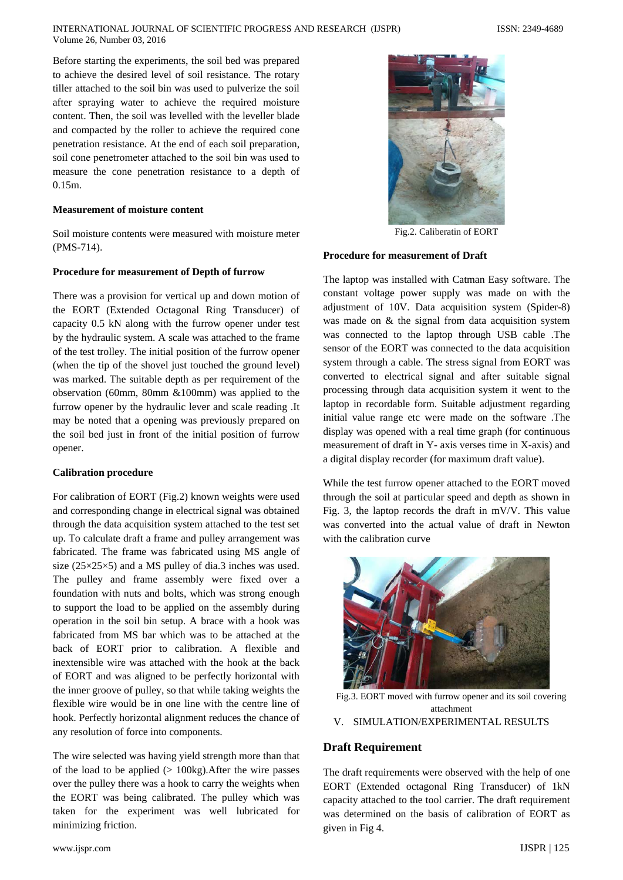Before starting the experiments, the soil bed was prepared to achieve the desired level of soil resistance. The rotary tiller attached to the soil bin was used to pulverize the soil after spraying water to achieve the required moisture content. Then, the soil was levelled with the leveller blade and compacted by the roller to achieve the required cone penetration resistance. At the end of each soil preparation, soil cone penetrometer attached to the soil bin was used to measure the cone penetration resistance to a depth of 0.15m.

**Measurement of moisture content**

Soil moisture contents were measured with moisture meter (PMS-714).

**Procedure for measurement of Depth of furrow**

There was a provision for vertical up and down motion of the EORT (Extended Octagonal Ring Transducer) of capacity 0.5 kN along with the furrow opener under test by the hydraulic system. A scale was attached to the frame of the test trolley. The initial position of the furrow opener (when the tip of the shovel just touched the ground level) was marked. The suitable depth as per requirement of the observation (60mm, 80mm &100mm) was applied to the furrow opener by the hydraulic lever and scale reading .It may be noted that a opening was previously prepared on the soil bed just in front of the initial position of furrow opener.

**Calibration procedure**

For calibration of EORT (Fig.2) known weights were used and corresponding change in electrical signal was obtained through the data acquisition system attached to the test set up. To calculate draft a frame and pulley arrangement was fabricated. The frame was fabricated using MS angle of size (25×25×5) and a MS pulley of dia.3 inches was used. The pulley and frame assembly were fixed over a foundation with nuts and bolts, which was strong enough to support the load to be applied on the assembly during operation in the soil bin setup. A brace with a hook was fabricated from MS bar which was to be attached at the back of EORT prior to calibration. A flexible and inextensible wire was attached with the hook at the back of EORT and was aligned to be perfectly horizontal with the inner groove of pulley, so that while taking weights the flexible wire would be in one line with the centre line of hook. Perfectly horizontal alignment reduces the chance of any resolution of force into components.

The wire selected was having yield strength more than that of the load to be applied (> 100kg).After the wire passes over the pulley there was a hook to carry the weights when the EORT was being calibrated. The pulley which was taken for the experiment was well lubricated for minimizing friction.

Fig.2. Caliberatin of EORT

**Procedure for measurement of Draft**

The laptop was installed with Catman Easy software. The constant voltage power supply was made on with the adjustment of 10V. Data acquisition system (Spider-8) was made on & the signal from data acquisition system was connected to the laptop through USB cable .The sensor of the EORT was connected to the data acquisition system through a cable. The stress signal from EORT was converted to electrical signal and after suitable signal processing through data acquisition system it went to the laptop in recordable form. Suitable adjustment regarding initial value range etc were made on the software .The display was opened with a real time graph (for continuous measurement of draft in Y- axis verses time in X-axis) and a digital display recorder (for maximum draft value).

While the test furrow opener attached to the EORT moved through the soil at particular speed and depth as shown in Fig. 3, the laptop records the draft in mV/V. This value was converted into the actual value of draft in Newton with the calibration curve

Fig.3. EORT moved with furrow opener and its soil covering attachment

## V. SIMULATION/EXPERIMENTAL RESULTS

### Draft Requirement

The draft requirements were observed with the help of one EORT (Extended octagonal Ring Transducer) of 1kN capacity attached to the tool carrier. The draft requirement was determined on the basis of calibration of EORT as given in Fig 4.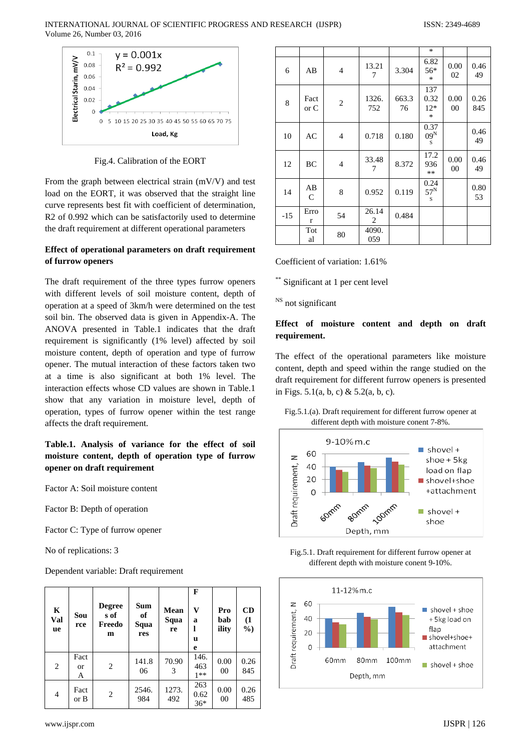Fig.4. Calibration of the EORT

From the graph between electrical strain (mV/V) and test load on the EORT, it was observed that the straight line curve represents best fit with coefficient of determination, R2 of 0.992 which can be satisfactorily used to determine the draft requirement at different operational parameters

**Effect of operational parameters on draft requirement of furrow openers**

The draft requirement of the three types furrow openers with different levels of soil moisture content, depth of operation at a speed of 3km/h were determined on the test soil bin. The observed data is given in Appendix-A. The ANOVA presented in Table.1 indicates that the draft requirement is significantly (1% level) affected by soil moisture content, depth of operation and type of furrow opener. The mutual interaction of these factors taken two at a time is also significant at both 1% level. The interaction effects whose CD values are shown in Table.1 show that any variation in moisture level, depth of operation, types of furrow opener within the test range affects the draft requirement.

**Table.1. Analysis of variance for the effect of soil moisture content, depth of operation type of furrow opener on draft requirement**

Factor A: Soil moisture content

Factor B: Depth of operation

Factor C: Type of furrow opener

No of replications: 3

Dependent variable: Draft requirement

| K Value | Source | Degrees of Freedom | Sum of Squares | Mean Square | F Value | Probability | CD (1 %) |
|---|---|---|---|---|---|---|---|
| 2 | Factor A | 2 | 141.806 | 70.903 | 146.4631** | 0.0000 | 0.26845 |
| 4 | Factor B | 2 | 2546.984 | 1273.492 | 2630.6236** | 0.0000 | 0.26485 |
| 6 | AB | 4 | 13.217 | 3.304 | 6.8256** | 0.0002 | 0.4649 |
| 8 | Factor C | 2 | 1326.752 | 663.376 | 1370.3212** | 0.0000 | 0.26845 |
| 10 | AC | 4 | 0.718 | 0.180 | 0.3709[NS] | | 0.4649 |
| 12 | BC | 4 | 33.487 | 8.372 | 17.2936** | 0.0000 | 0.4649 |
| 14 | ABC | 8 | 0.952 | 0.119 | 0.2457[NS] | | 0.8053 |
| -15 | Error | 54 | 26.142 | 0.484 | | | |
| | Total | 80 | 4090.059 | | | | |

Coefficient of variation: 1.61%

** Significant at 1 per cent level

NS not significant

**Effect of moisture content and depth on draft requirement.**

The effect of the operational parameters like moisture content, depth and speed within the range studied on the draft requirement for different furrow openers is presented in Figs. 5.1(a, b, c) & 5.2(a, b, c).

Fig.5.1.(a). Draft requirement for different furrow opener at different depth with moisture conent 7-8%.

Fig.5.1. Draft requirement for different furrow opener at different depth with moisture conent 9-10%.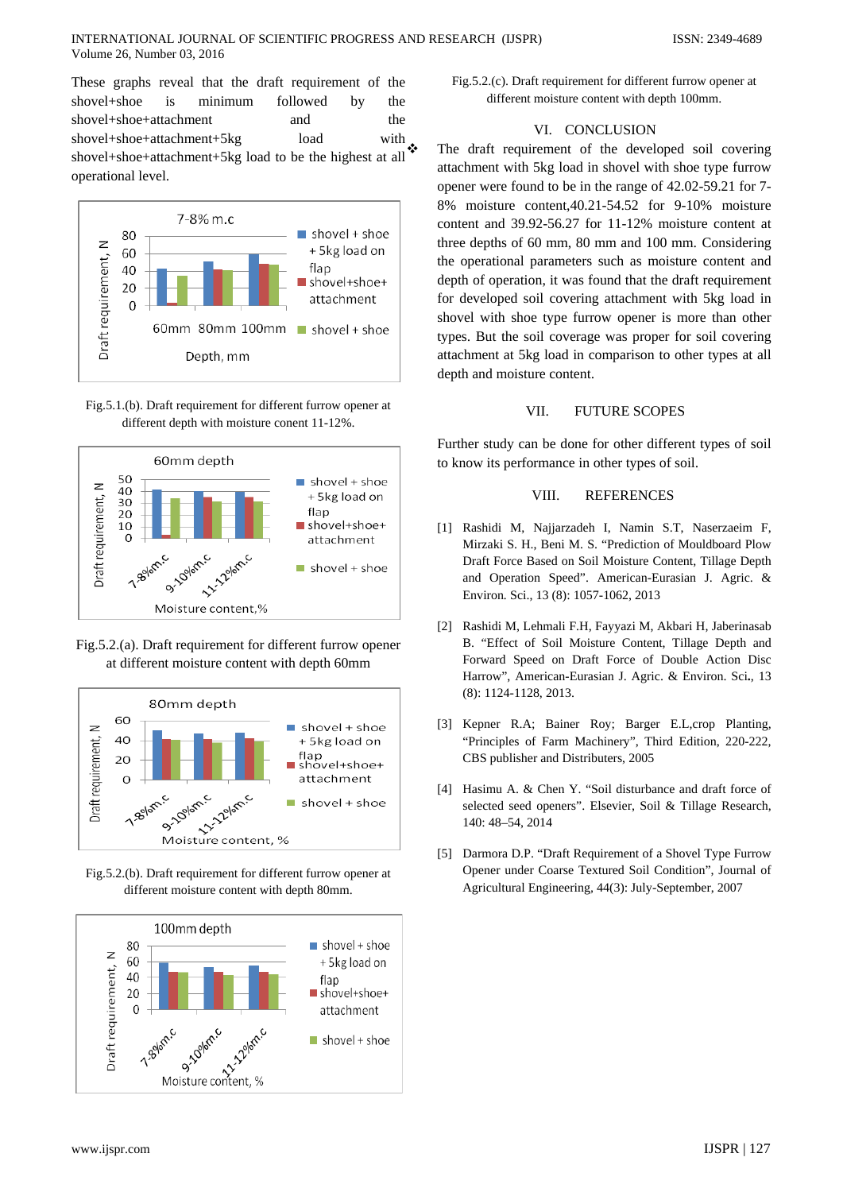These graphs reveal that the draft requirement of the shovel+shoe is minimum followed by the shovel+shoe+attachment and the shovel+shoe+attachment+5kg load with shovel+shoe+attachment+5kg load to be the highest at all operational level.

7-8% m.c

Draft requirement, N

80
60
40
20
0

60mm 80mm 100mm

Depth, mm

shovel + shoe + 5kg load on flap
shovel+shoe+ attachment
shovel + shoe

Fig.5.1.(b). Draft requirement for different furrow opener at different depth with moisture conent 11-12%.

60mm depth

Draft requirement, N

50
40
30
20
10
0

7-8%m.c
9-10%m.c
11-12%m.c

Moisture content,%

shovel + shoe + 5kg load on flap
shovel+shoe+ attachment
shovel + shoe

Fig.5.2.(a). Draft requirement for different furrow opener at different moisture content with depth 60mm

80mm depth

Draft requirement, N

60
40
20
0

7-8%m.c
9-10%m.c
11-12%m.c

Moisture content, %

shovel + shoe + 5kg load on flap
shovel+shoe+ attachment
shovel + shoe

Fig.5.2.(b). Draft requirement for different furrow opener at different moisture content with depth 80mm.

100mm depth

Draft requirement, N

80
60
40
20
0

7-8%m.c
9-10%m.c
11-12%m.c

Moisture content, %

shovel + shoe + 5kg load on flap
shovel+shoe+ attachment
shovel + shoe

Fig.5.2.(c). Draft requirement for different furrow opener at different moisture content with depth 100mm.

## VI. CONCLUSION

The draft requirement of the developed soil covering attachment with 5kg load in shovel with shoe type furrow opener were found to be in the range of 42.02-59.21 for 7-8% moisture content,40.21-54.52 for 9-10% moisture content and 39.92-56.27 for 11-12% moisture content at three depths of 60 mm, 80 mm and 100 mm. Considering the operational parameters such as moisture content and depth of operation, it was found that the draft requirement for developed soil covering attachment with 5kg load in shovel with shoe type furrow opener is more than other types. But the soil coverage was proper for soil covering attachment at 5kg load in comparison to other types at all depth and moisture content.

## VII. FUTURE SCOPES

Further study can be done for other different types of soil to know its performance in other types of soil.

## VIII. REFERENCES

[1] Rashidi M, Najjarzadeh I, Namin S.T, Naserzaeim F, Mirzaki S. H., Beni M. S. "Prediction of Mouldboard Plow Draft Force Based on Soil Moisture Content, Tillage Depth and Operation Speed". American-Eurasian J. Agric. & Environ. Sci., 13 (8): 1057-1062, 2013

[2] Rashidi M, Lehmali F.H, Fayyazi M, Akbari H, Jaberinasab B. "Effect of Soil Moisture Content, Tillage Depth and Forward Speed on Draft Force of Double Action Disc Harrow", American-Eurasian J. Agric. & Environ. Sci., 13 (8): 1124-1128, 2013.

[3] Kepner R.A; Bainer Roy; Barger E.L,crop Planting, "Principles of Farm Machinery", Third Edition, 220-222, CBS publisher and Distributers, 2005

[4] Hasimu A. & Chen Y. "Soil disturbance and draft force of selected seed openers". Elsevier, Soil & Tillage Research, 140: 48–54, 2014

[5] Darmora D.P. "Draft Requirement of a Shovel Type Furrow Opener under Coarse Textured Soil Condition", Journal of Agricultural Engineering, 44(3): July-September, 2007